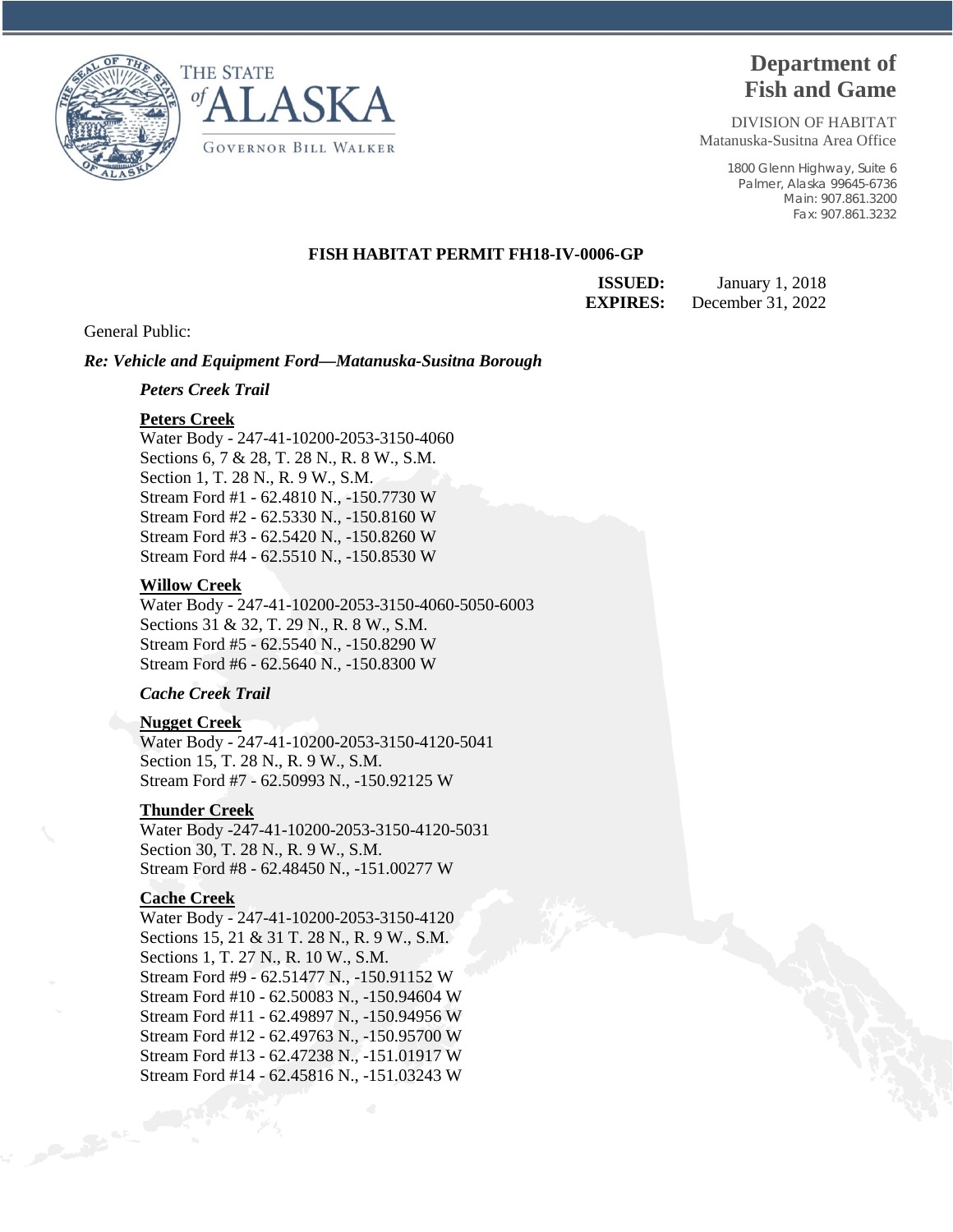THE STATE of ALASKA

GOVERNOR BILL WALKER

**Department of Fish and Game**

DIVISION OF HABITAT
Matanuska-Susitna Area Office

1800 Glenn Highway, Suite 6
Palmer, Alaska 99645-6736
Main: 907.861.3200
Fax: 907.861.3232

**FISH HABITAT PERMIT FH18-IV-0006-GP**

**ISSUED:** January 1, 2018
**EXPIRES:** December 31, 2022

General Public:

***Re: Vehicle and Equipment Ford—Matanuska-Susitna Borough***

***Peters Creek Trail***

**Peters Creek**
Water Body - 247-41-10200-2053-3150-4060
Sections 6, 7 & 28, T. 28 N., R. 8 W., S.M.
Section 1, T. 28 N., R. 9 W., S.M.
Stream Ford #1 - 62.4810 N., -150.7730 W
Stream Ford #2 - 62.5330 N., -150.8160 W
Stream Ford #3 - 62.5420 N., -150.8260 W
Stream Ford #4 - 62.5510 N., -150.8530 W

**Willow Creek**
Water Body - 247-41-10200-2053-3150-4060-5050-6003
Sections 31 & 32, T. 29 N., R. 8 W., S.M.
Stream Ford #5 - 62.5540 N., -150.8290 W
Stream Ford #6 - 62.5640 N., -150.8300 W

***Cache Creek Trail***

**Nugget Creek**
Water Body - 247-41-10200-2053-3150-4120-5041
Section 15, T. 28 N., R. 9 W., S.M.
Stream Ford #7 - 62.50993 N., -150.92125 W

**Thunder Creek**
Water Body -247-41-10200-2053-3150-4120-5031
Section 30, T. 28 N., R. 9 W., S.M.
Stream Ford #8 - 62.48450 N., -151.00277 W

**Cache Creek**
Water Body - 247-41-10200-2053-3150-4120
Sections 15, 21 & 31 T. 28 N., R. 9 W., S.M.
Sections 1, T. 27 N., R. 10 W., S.M.
Stream Ford #9 - 62.51477 N., -150.91152 W
Stream Ford #10 - 62.50083 N., -150.94604 W
Stream Ford #11 - 62.49897 N., -150.94956 W
Stream Ford #12 - 62.49763 N., -150.95700 W
Stream Ford #13 - 62.47238 N., -151.01917 W
Stream Ford #14 - 62.45816 N., -151.03243 W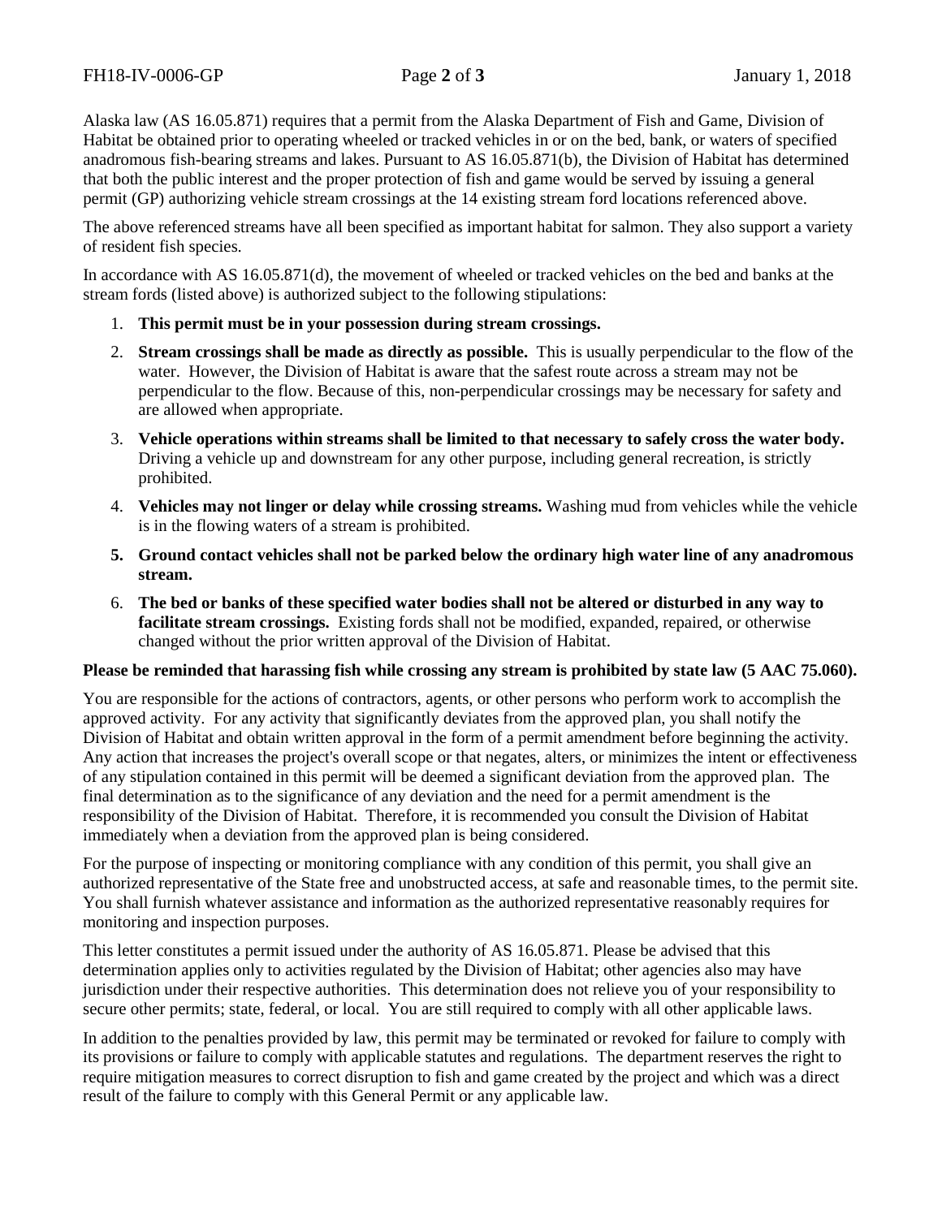Alaska law (AS 16.05.871) requires that a permit from the Alaska Department of Fish and Game, Division of Habitat be obtained prior to operating wheeled or tracked vehicles in or on the bed, bank, or waters of specified anadromous fish-bearing streams and lakes. Pursuant to AS 16.05.871(b), the Division of Habitat has determined that both the public interest and the proper protection of fish and game would be served by issuing a general permit (GP) authorizing vehicle stream crossings at the 14 existing stream ford locations referenced above.

The above referenced streams have all been specified as important habitat for salmon. They also support a variety of resident fish species.

In accordance with AS 16.05.871(d), the movement of wheeled or tracked vehicles on the bed and banks at the stream fords (listed above) is authorized subject to the following stipulations:

1. **This permit must be in your possession during stream crossings.**
2. **Stream crossings shall be made as directly as possible.** This is usually perpendicular to the flow of the water. However, the Division of Habitat is aware that the safest route across a stream may not be perpendicular to the flow. Because of this, non-perpendicular crossings may be necessary for safety and are allowed when appropriate.
3. **Vehicle operations within streams shall be limited to that necessary to safely cross the water body.** Driving a vehicle up and downstream for any other purpose, including general recreation, is strictly prohibited.
4. **Vehicles may not linger or delay while crossing streams.** Washing mud from vehicles while the vehicle is in the flowing waters of a stream is prohibited.
5. **Ground contact vehicles shall not be parked below the ordinary high water line of any anadromous stream.**
6. **The bed or banks of these specified water bodies shall not be altered or disturbed in any way to facilitate stream crossings.** Existing fords shall not be modified, expanded, repaired, or otherwise changed without the prior written approval of the Division of Habitat.

**Please be reminded that harassing fish while crossing any stream is prohibited by state law (5 AAC 75.060).**

You are responsible for the actions of contractors, agents, or other persons who perform work to accomplish the approved activity. For any activity that significantly deviates from the approved plan, you shall notify the Division of Habitat and obtain written approval in the form of a permit amendment before beginning the activity. Any action that increases the project's overall scope or that negates, alters, or minimizes the intent or effectiveness of any stipulation contained in this permit will be deemed a significant deviation from the approved plan. The final determination as to the significance of any deviation and the need for a permit amendment is the responsibility of the Division of Habitat. Therefore, it is recommended you consult the Division of Habitat immediately when a deviation from the approved plan is being considered.

For the purpose of inspecting or monitoring compliance with any condition of this permit, you shall give an authorized representative of the State free and unobstructed access, at safe and reasonable times, to the permit site. You shall furnish whatever assistance and information as the authorized representative reasonably requires for monitoring and inspection purposes.

This letter constitutes a permit issued under the authority of AS 16.05.871. Please be advised that this determination applies only to activities regulated by the Division of Habitat; other agencies also may have jurisdiction under their respective authorities. This determination does not relieve you of your responsibility to secure other permits; state, federal, or local. You are still required to comply with all other applicable laws.

In addition to the penalties provided by law, this permit may be terminated or revoked for failure to comply with its provisions or failure to comply with applicable statutes and regulations. The department reserves the right to require mitigation measures to correct disruption to fish and game created by the project and which was a direct result of the failure to comply with this General Permit or any applicable law.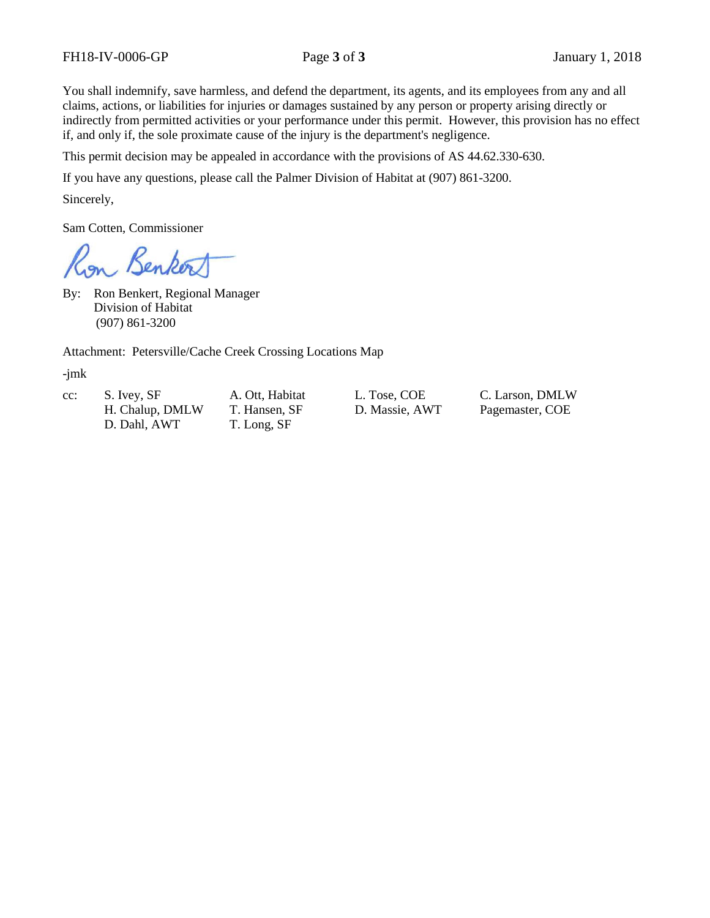You shall indemnify, save harmless, and defend the department, its agents, and its employees from any and all claims, actions, or liabilities for injuries or damages sustained by any person or property arising directly or indirectly from permitted activities or your performance under this permit. However, this provision has no effect if, and only if, the sole proximate cause of the injury is the department's negligence.

This permit decision may be appealed in accordance with the provisions of AS 44.62.330-630.

If you have any questions, please call the Palmer Division of Habitat at (907) 861-3200.

Sincerely,

Sam Cotten, Commissioner

Ron Benkert

By: Ron Benkert, Regional Manager
Division of Habitat
(907) 861-3200

Attachment: Petersville/Cache Creek Crossing Locations Map

-jmk

cc:

| | | | |
|---|---|---|---|
| S. Ivey, SF | A. Ott, Habitat | L. Tose, COE | C. Larson, DMLW |
| H. Chalup, DMLW | T. Hansen, SF | D. Massie, AWT | Pagemaster, COE |
| D. Dahl, AWT | T. Long, SF | | |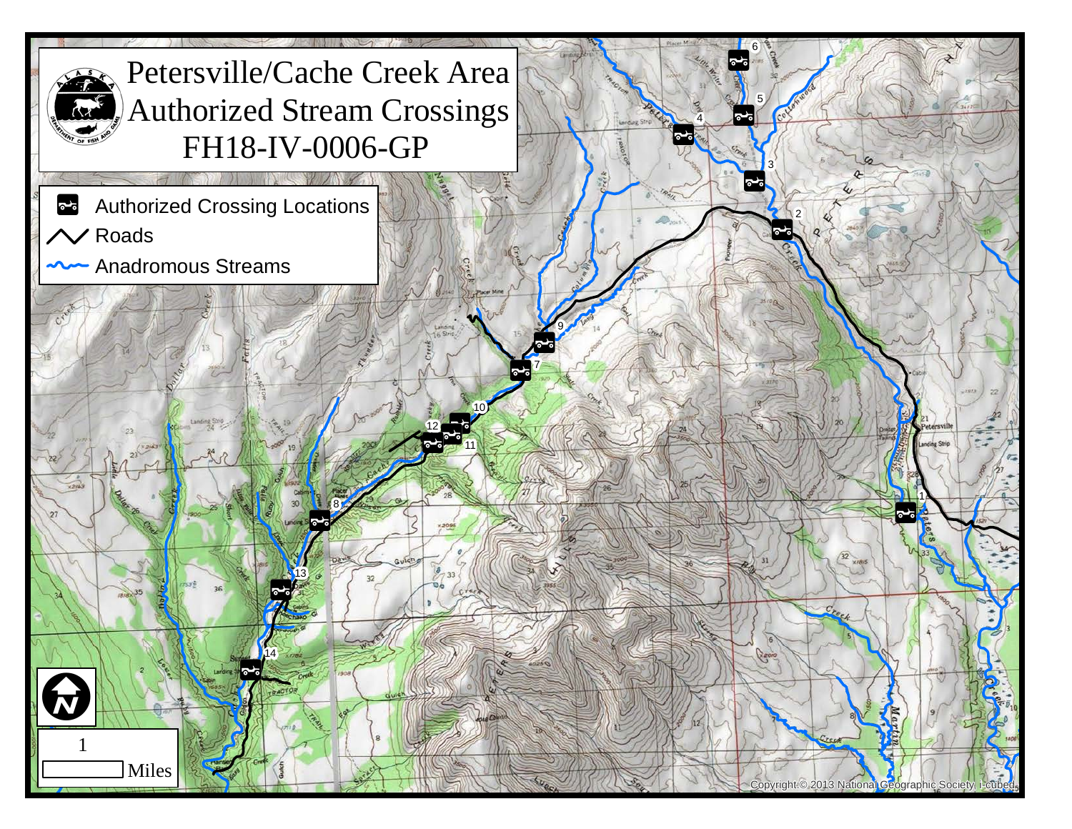# Petersville/Cache Creek Area Authorized Stream Crossings FH18-IV-0006-GP

Authorized Crossing Locations

Roads

Anadromous Streams

1

Miles

Copyright:© 2013 National Geographic Society, i-cubed